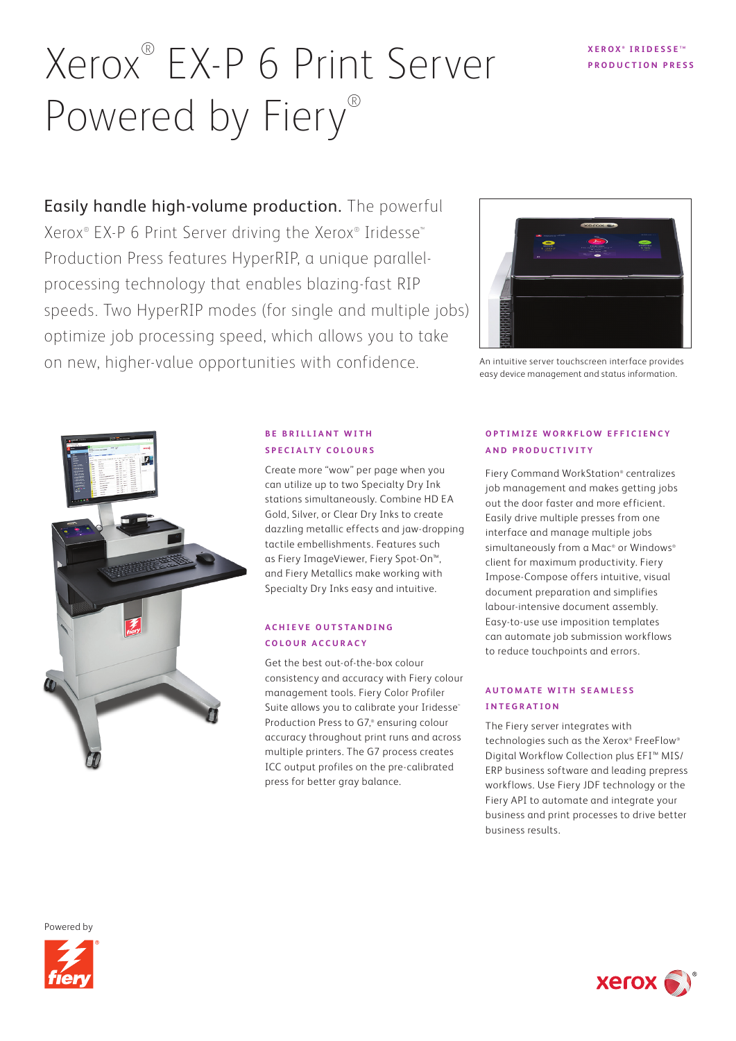# Xerox® EX-P 6 Print Server Powered by Fiery®

XEROX® IRIDESSE™ PRODUCTION PRESS

**Easily handle high-volume production.** The powerful Xerox® EX-P 6 Print Server driving the Xerox® Iridesse™ Production Press features HyperRIP, a unique parallel-processing technology that enables blazing-fast RIP speeds. Two HyperRIP modes (for single and multiple jobs) optimize job processing speed, which allows you to take on new, higher-value opportunities with confidence.

An intuitive server touchscreen interface provides easy device management and status information.

### BE BRILLIANT WITH SPECIALTY COLOURS

Create more "wow" per page when you can utilize up to two Specialty Dry Ink stations simultaneously. Combine HD EA Gold, Silver, or Clear Dry Inks to create dazzling metallic effects and jaw-dropping tactile embellishments. Features such as Fiery ImageViewer, Fiery Spot-On™, and Fiery Metallics make working with Specialty Dry Inks easy and intuitive.

### ACHIEVE OUTSTANDING COLOUR ACCURACY

Get the best out-of-the-box colour consistency and accuracy with Fiery colour management tools. Fiery Color Profiler Suite allows you to calibrate your Iridesse™ Production Press to G7,® ensuring colour accuracy throughout print runs and across multiple printers. The G7 process creates ICC output profiles on the pre-calibrated press for better gray balance.

### OPTIMIZE WORKFLOW EFFICIENCY AND PRODUCTIVITY

Fiery Command WorkStation® centralizes job management and makes getting jobs out the door faster and more efficient. Easily drive multiple presses from one interface and manage multiple jobs simultaneously from a Mac® or Windows® client for maximum productivity. Fiery Impose-Compose offers intuitive, visual document preparation and simplifies labour-intensive document assembly. Easy-to-use use imposition templates can automate job submission workflows to reduce touchpoints and errors.

### AUTOMATE WITH SEAMLESS INTEGRATION

The Fiery server integrates with technologies such as the Xerox® FreeFlow® Digital Workflow Collection plus EFI™ MIS/ERP business software and leading prepress workflows. Use Fiery JDF technology or the Fiery API to automate and integrate your business and print processes to drive better business results.

Powered by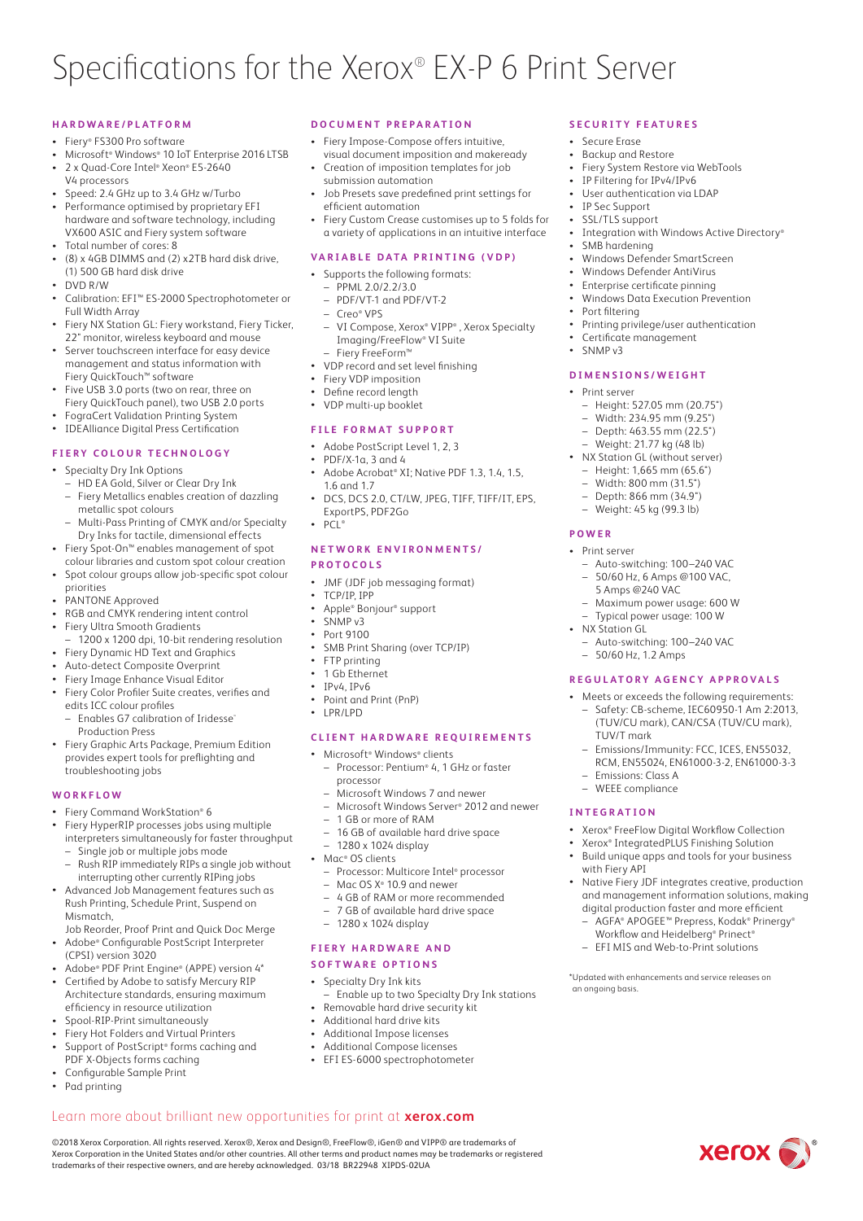# Specifications for the Xerox® EX-P 6 Print Server

## HARDWARE/PLATFORM

- Fiery® FS300 Pro software
- Microsoft® Windows® 10 IoT Enterprise 2016 LTSB
- 2 x Quad-Core Intel® Xeon® E5-2640 V4 processors
- Speed: 2.4 GHz up to 3.4 GHz w/Turbo
- Performance optimised by proprietary EFI hardware and software technology, including VX600 ASIC and Fiery system software
- Total number of cores: 8
- (8) x 4GB DIMMS and (2) x2TB hard disk drive, (1) 500 GB hard disk drive
- DVD R/W
- Calibration: EFI™ ES-2000 Spectrophotometer or Full Width Array
- Fiery NX Station GL: Fiery workstand, Fiery Ticker, 22" monitor, wireless keyboard and mouse
- Server touchscreen interface for easy device management and status information with Fiery QuickTouch™ software
- Five USB 3.0 ports (two on rear, three on Fiery QuickTouch panel), two USB 2.0 ports
- FograCert Validation Printing System
- IDEAlliance Digital Press Certification

## FIERY COLOUR TECHNOLOGY

- Specialty Dry Ink Options
  - HD EA Gold, Silver or Clear Dry Ink
  - Fiery Metallics enables creation of dazzling metallic spot colours
  - Multi-Pass Printing of CMYK and/or Specialty Dry Inks for tactile, dimensional effects
- Fiery Spot-On™ enables management of spot colour libraries and custom spot colour creation
- Spot colour groups allow job-specific spot colour priorities
- PANTONE Approved
- RGB and CMYK rendering intent control
- Fiery Ultra Smooth Gradients
  - 1200 x 1200 dpi, 10-bit rendering resolution
- Fiery Dynamic HD Text and Graphics
- Auto-detect Composite Overprint
- Fiery Image Enhance Visual Editor
- Fiery Color Profiler Suite creates, verifies and edits ICC colour profiles
  - Enables G7 calibration of Iridesse® Production Press
- Fiery Graphic Arts Package, Premium Edition provides expert tools for preflighting and troubleshooting jobs

## WORKFLOW

- Fiery Command WorkStation® 6
- Fiery HyperRIP processes jobs using multiple interpreters simultaneously for faster throughput
  - Single job or multiple jobs mode
  - Rush RIP immediately RIPs a single job without interrupting other currently RIPing jobs
- Advanced Job Management features such as Rush Printing, Schedule Print, Suspend on Mismatch,
  Job Reorder, Proof Print and Quick Doc Merge
- Adobe® Configurable PostScript Interpreter (CPSI) version 3020
- Adobe® PDF Print Engine® (APPE) version 4*
- Certified by Adobe to satisfy Mercury RIP Architecture standards, ensuring maximum efficiency in resource utilization
- Spool-RIP-Print simultaneously
- Fiery Hot Folders and Virtual Printers
- Support of PostScript® forms caching and PDF X-Objects forms caching
- Configurable Sample Print
- Pad printing

## DOCUMENT PREPARATION

- Fiery Impose-Compose offers intuitive, visual document imposition and makeready
- Creation of imposition templates for job submission automation
- Job Presets save predefined print settings for efficient automation
- Fiery Custom Crease customises up to 5 folds for a variety of applications in an intuitive interface

## VARIABLE DATA PRINTING (VDP)

- Supports the following formats:
  - PPML 2.0/2.2/3.0
  - PDF/VT-1 and PDF/VT-2
  - Creo® VPS
  - VI Compose, Xerox® VIPP®, Xerox Specialty Imaging/FreeFlow® VI Suite
  - Fiery FreeForm™
- VDP record and set level finishing
- Fiery VDP imposition
- Define record length
- VDP multi-up booklet

## FILE FORMAT SUPPORT

- Adobe PostScript Level 1, 2, 3
- PDF/X-1a, 3 and 4
- Adobe Acrobat® XI; Native PDF 1.3, 1.4, 1.5, 1.6 and 1.7
- DCS, DCS 2.0, CT/LW, JPEG, TIFF, TIFF/IT, EPS, ExportPS, PDF2Go
- PCL®

## NETWORK ENVIRONMENTS/PROTOCOLS

- JMF (JDF job messaging format)
- TCP/IP, IPP
- Apple® Bonjour® support
- SNMP v3
- Port 9100
- SMB Print Sharing (over TCP/IP)
- FTP printing
- 1 Gb Ethernet
- IPv4, IPv6
- Point and Print (PnP)
- LPR/LPD

## CLIENT HARDWARE REQUIREMENTS

- Microsoft® Windows® clients
  - Processor: Pentium® 4, 1 GHz or faster processor
  - Microsoft Windows 7 and newer
  - Microsoft Windows Server® 2012 and newer
  - 1 GB or more of RAM
  - 16 GB of available hard drive space
  - 1280 x 1024 display
- Mac® OS clients
  - Processor: Multicore Intel® processor
  - Mac OS X® 10.9 and newer
  - 4 GB of RAM or more recommended
  - 7 GB of available hard drive space
  - 1280 x 1024 display

## FIERY HARDWARE AND SOFTWARE OPTIONS

- Specialty Dry Ink kits
  - Enable up to two Specialty Dry Ink stations
- Removable hard drive security kit
- Additional hard drive kits
- Additional Impose licenses
- Additional Compose licenses
- EFI ES-6000 spectrophotometer

## SECURITY FEATURES

- Secure Erase
- Backup and Restore
- Fiery System Restore via WebTools
- IP Filtering for IPv4/IPv6
- User authentication via LDAP
- IP Sec Support
- SSL/TLS support
- Integration with Windows Active Directory®
- SMB hardening
- Windows Defender SmartScreen
- Windows Defender AntiVirus
- Enterprise certificate pinning
- Windows Data Execution Prevention
- Port filtering
- Printing privilege/user authentication
- Certificate management
- SNMP v3

## DIMENSIONS/WEIGHT

- Print server
  - Height: 527.05 mm (20.75")
  - Width: 234.95 mm (9.25")
  - Depth: 463.55 mm (22.5")
  - Weight: 21.77 kg (48 lb)
- NX Station GL (without server)
  - Height: 1,665 mm (65.6")
  - Width: 800 mm (31.5")
  - Depth: 866 mm (34.9")
  - Weight: 45 kg (99.3 lb)

## POWER

- Print server
  - Auto-switching: 100–240 VAC
  - 50/60 Hz, 6 Amps @100 VAC, 5 Amps @240 VAC
  - Maximum power usage: 600 W
  - Typical power usage: 100 W
- NX Station GL
  - Auto-switching: 100–240 VAC
  - 50/60 Hz, 1.2 Amps

## REGULATORY AGENCY APPROVALS

- Meets or exceeds the following requirements:
  - Safety: CB-scheme, IEC60950-1 Am 2:2013, (TUV/CU mark), CAN/CSA (TUV/CU mark), TUV/T mark
  - Emissions/Immunity: FCC, ICES, EN55032, RCM, EN55024, EN61000-3-2, EN61000-3-3
  - Emissions: Class A
  - WEEE compliance

## INTEGRATION

- Xerox® FreeFlow Digital Workflow Collection
- Xerox® IntegratedPLUS Finishing Solution
- Build unique apps and tools for your business with Fiery API
- Native Fiery JDF integrates creative, production and management information solutions, making digital production faster and more efficient
  - AGFA® APOGEE™ Prepress, Kodak® Prinergy® Workflow and Heidelberg® Prinect®
  - EFI MIS and Web-to-Print solutions

*Updated with enhancements and service releases on an ongoing basis.

Learn more about brilliant new opportunities for print at **xerox.com**

©2018 Xerox Corporation. All rights reserved. Xerox®, Xerox and Design®, FreeFlow®, iGen® and VIPP® are trademarks of Xerox Corporation in the United States and/or other countries. All other terms and product names may be trademarks or registered trademarks of their respective owners, and are hereby acknowledged. 03/18 BR22948 XIPDS-02UA